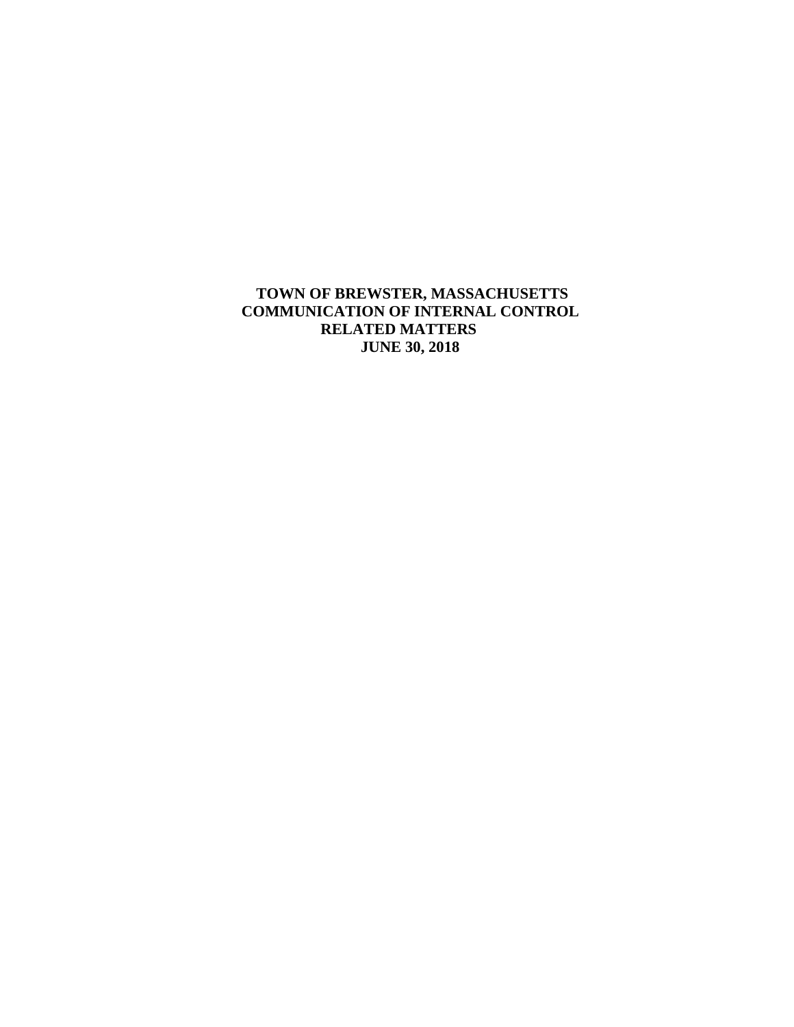# TOWN OF BREWSTER, MASSACHUSETTS
# COMMUNICATION OF INTERNAL CONTROL
# RELATED MATTERS
# JUNE 30, 2018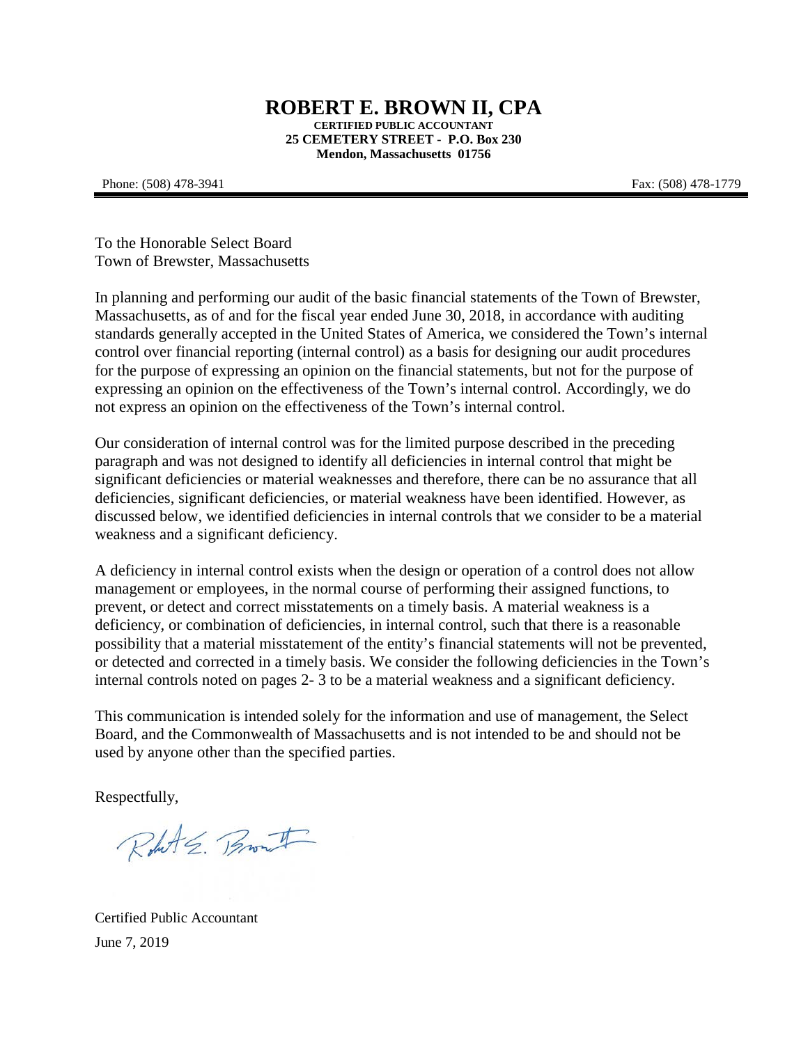# ROBERT E. BROWN II, CPA

**CERTIFIED PUBLIC ACCOUNTANT**
**25 CEMETERY STREET - P.O. Box 230**
**Mendon, Massachusetts 01756**

Phone: (508) 478-3941 Fax: (508) 478-1779

---

To the Honorable Select Board
Town of Brewster, Massachusetts

In planning and performing our audit of the basic financial statements of the Town of Brewster, Massachusetts, as of and for the fiscal year ended June 30, 2018, in accordance with auditing standards generally accepted in the United States of America, we considered the Town's internal control over financial reporting (internal control) as a basis for designing our audit procedures for the purpose of expressing an opinion on the financial statements, but not for the purpose of expressing an opinion on the effectiveness of the Town's internal control. Accordingly, we do not express an opinion on the effectiveness of the Town's internal control.

Our consideration of internal control was for the limited purpose described in the preceding paragraph and was not designed to identify all deficiencies in internal control that might be significant deficiencies or material weaknesses and therefore, there can be no assurance that all deficiencies, significant deficiencies, or material weakness have been identified. However, as discussed below, we identified deficiencies in internal controls that we consider to be a material weakness and a significant deficiency.

A deficiency in internal control exists when the design or operation of a control does not allow management or employees, in the normal course of performing their assigned functions, to prevent, or detect and correct misstatements on a timely basis. A material weakness is a deficiency, or combination of deficiencies, in internal control, such that there is a reasonable possibility that a material misstatement of the entity's financial statements will not be prevented, or detected and corrected in a timely basis. We consider the following deficiencies in the Town's internal controls noted on pages 2- 3 to be a material weakness and a significant deficiency.

This communication is intended solely for the information and use of management, the Select Board, and the Commonwealth of Massachusetts and is not intended to be and should not be used by anyone other than the specified parties.

Respectfully,

Robert E. Brown II

Certified Public Accountant
June 7, 2019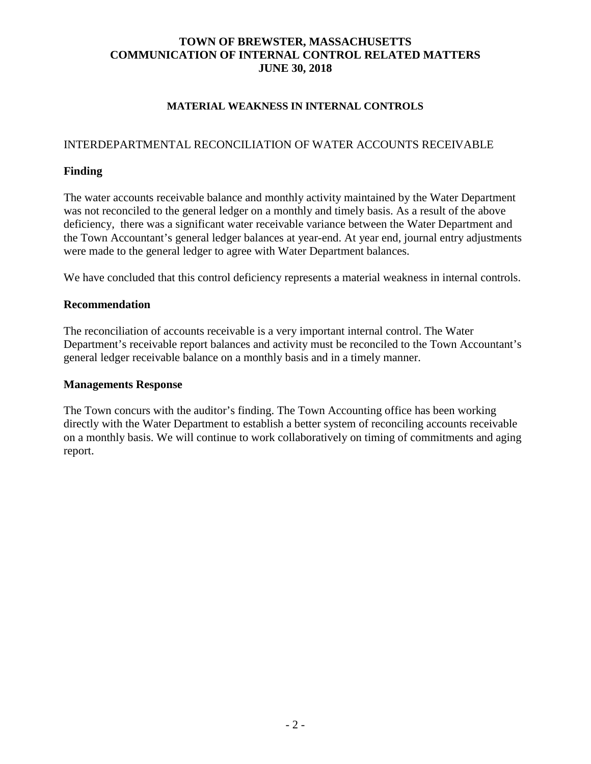# TOWN OF BREWSTER, MASSACHUSETTS
# COMMUNICATION OF INTERNAL CONTROL RELATED MATTERS
# JUNE 30, 2018

## MATERIAL WEAKNESS IN INTERNAL CONTROLS

### INTERDEPARTMENTAL RECONCILIATION OF WATER ACCOUNTS RECEIVABLE

**Finding**

The water accounts receivable balance and monthly activity maintained by the Water Department was not reconciled to the general ledger on a monthly and timely basis. As a result of the above deficiency, there was a significant water receivable variance between the Water Department and the Town Accountant's general ledger balances at year-end. At year end, journal entry adjustments were made to the general ledger to agree with Water Department balances.

We have concluded that this control deficiency represents a material weakness in internal controls.

**Recommendation**

The reconciliation of accounts receivable is a very important internal control. The Water Department's receivable report balances and activity must be reconciled to the Town Accountant's general ledger receivable balance on a monthly basis and in a timely manner.

**Managements Response**

The Town concurs with the auditor's finding. The Town Accounting office has been working directly with the Water Department to establish a better system of reconciling accounts receivable on a monthly basis. We will continue to work collaboratively on timing of commitments and aging report.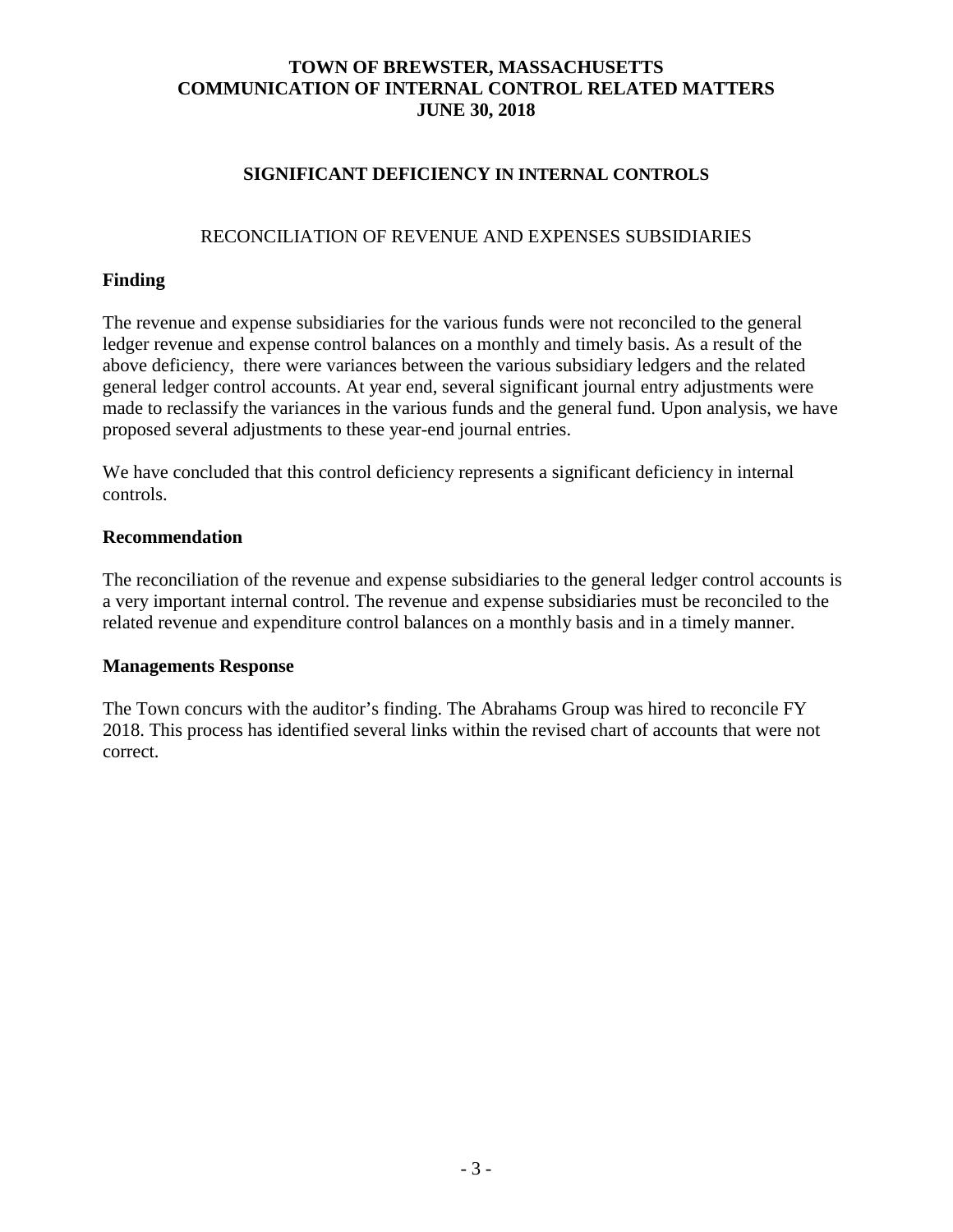# TOWN OF BREWSTER, MASSACHUSETTS
# COMMUNICATION OF INTERNAL CONTROL RELATED MATTERS
# JUNE 30, 2018

## SIGNIFICANT DEFICIENCY IN INTERNAL CONTROLS

### RECONCILIATION OF REVENUE AND EXPENSES SUBSIDIARIES

**Finding**

The revenue and expense subsidiaries for the various funds were not reconciled to the general ledger revenue and expense control balances on a monthly and timely basis. As a result of the above deficiency, there were variances between the various subsidiary ledgers and the related general ledger control accounts. At year end, several significant journal entry adjustments were made to reclassify the variances in the various funds and the general fund. Upon analysis, we have proposed several adjustments to these year-end journal entries.

We have concluded that this control deficiency represents a significant deficiency in internal controls.

**Recommendation**

The reconciliation of the revenue and expense subsidiaries to the general ledger control accounts is a very important internal control. The revenue and expense subsidiaries must be reconciled to the related revenue and expenditure control balances on a monthly basis and in a timely manner.

**Managements Response**

The Town concurs with the auditor's finding. The Abrahams Group was hired to reconcile FY 2018. This process has identified several links within the revised chart of accounts that were not correct.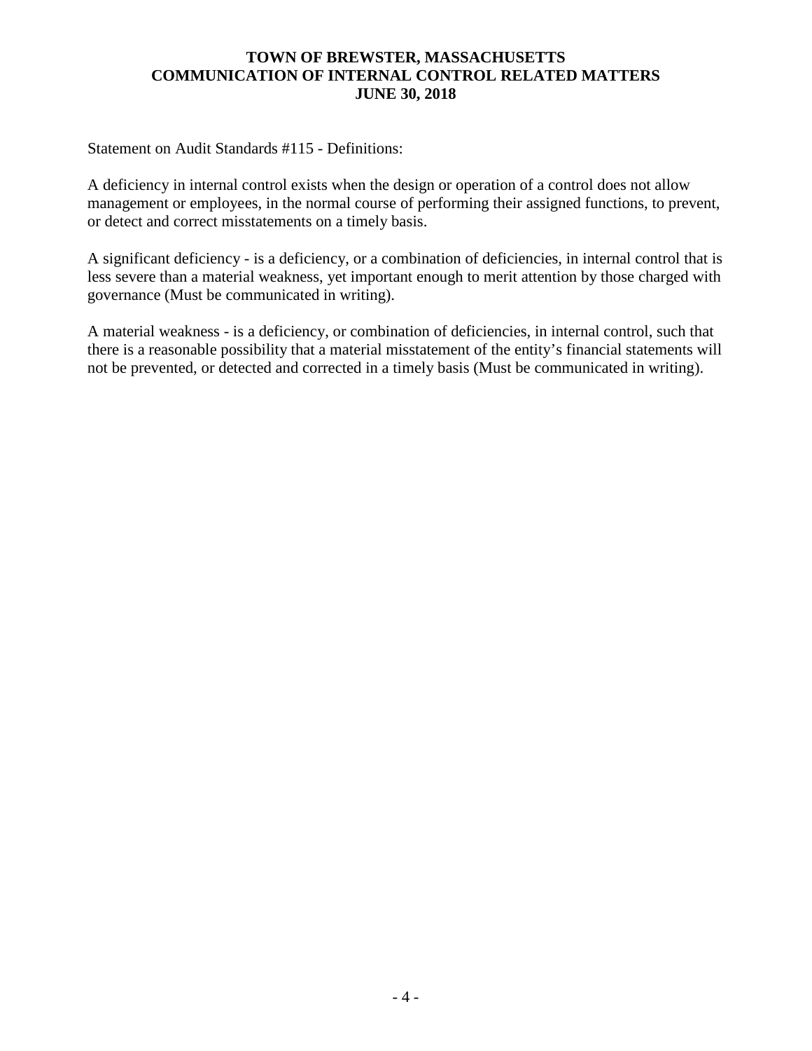**TOWN OF BREWSTER, MASSACHUSETTS**
**COMMUNICATION OF INTERNAL CONTROL RELATED MATTERS**
**JUNE 30, 2018**

Statement on Audit Standards #115 - Definitions:

A deficiency in internal control exists when the design or operation of a control does not allow management or employees, in the normal course of performing their assigned functions, to prevent, or detect and correct misstatements on a timely basis.

A significant deficiency - is a deficiency, or a combination of deficiencies, in internal control that is less severe than a material weakness, yet important enough to merit attention by those charged with governance (Must be communicated in writing).

A material weakness - is a deficiency, or combination of deficiencies, in internal control, such that there is a reasonable possibility that a material misstatement of the entity's financial statements will not be prevented, or detected and corrected in a timely basis (Must be communicated in writing).